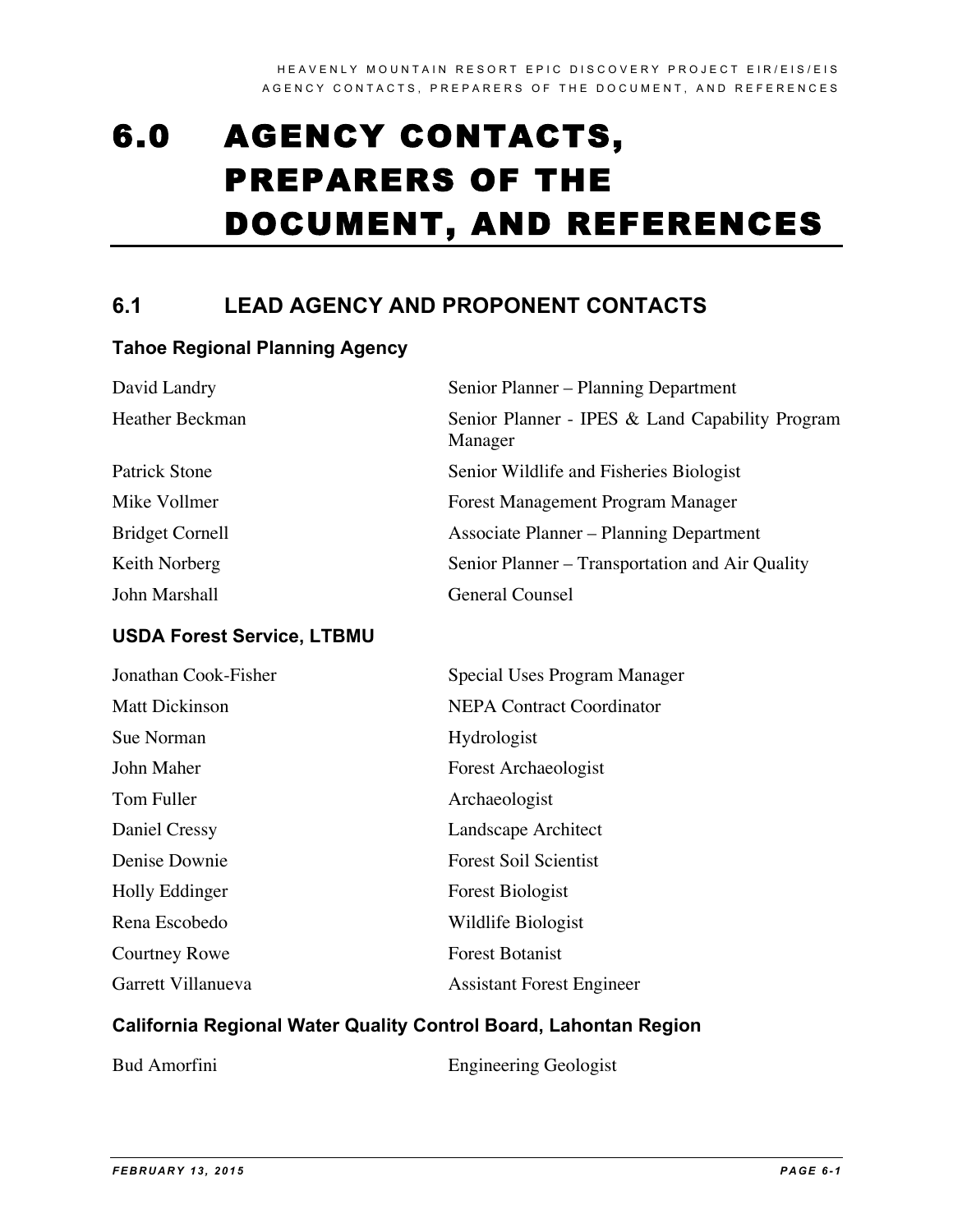# 6.0 AGENCY CONTACTS, PREPARERS OF THE DOCUMENT, AND REFERENCES

## 6.1 LEAD AGENCY AND PROPONENT CONTACTS

### Tahoe Regional Planning Agency

| | |
|---|---|
| David Landry | Senior Planner – Planning Department |
| Heather Beckman | Senior Planner - IPES & Land Capability Program Manager |
| Patrick Stone | Senior Wildlife and Fisheries Biologist |
| Mike Vollmer | Forest Management Program Manager |
| Bridget Cornell | Associate Planner – Planning Department |
| Keith Norberg | Senior Planner – Transportation and Air Quality |
| John Marshall | General Counsel |

### USDA Forest Service, LTBMU

| | |
|---|---|
| Jonathan Cook-Fisher | Special Uses Program Manager |
| Matt Dickinson | NEPA Contract Coordinator |
| Sue Norman | Hydrologist |
| John Maher | Forest Archaeologist |
| Tom Fuller | Archaeologist |
| Daniel Cressy | Landscape Architect |
| Denise Downie | Forest Soil Scientist |
| Holly Eddinger | Forest Biologist |
| Rena Escobedo | Wildlife Biologist |
| Courtney Rowe | Forest Botanist |
| Garrett Villanueva | Assistant Forest Engineer |

### California Regional Water Quality Control Board, Lahontan Region

| | |
|---|---|
| Bud Amorfini | Engineering Geologist |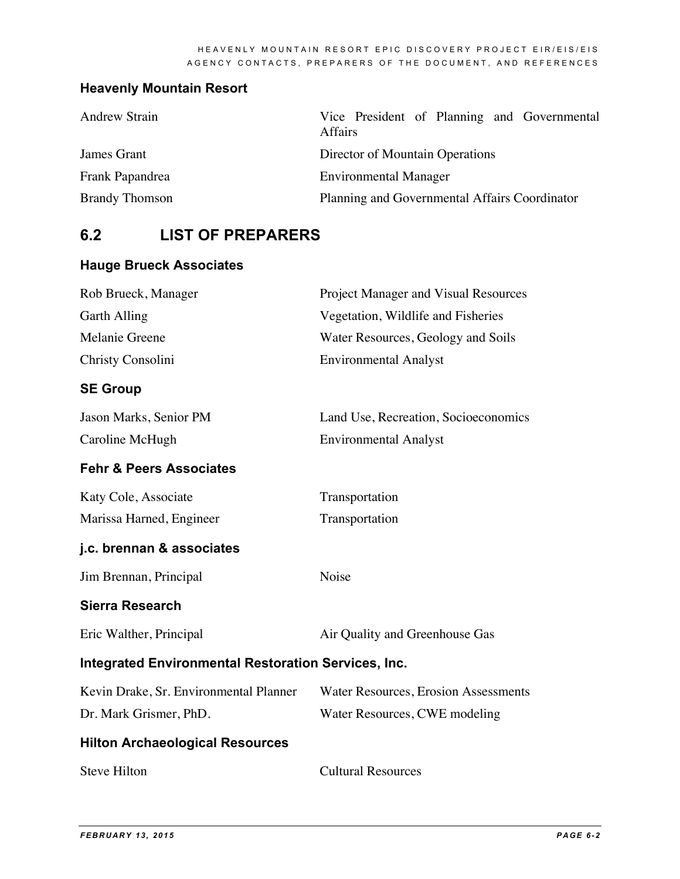### Heavenly Mountain Resort

| | |
|---|---|
| Andrew Strain | Vice President of Planning and Governmental Affairs |
| James Grant | Director of Mountain Operations |
| Frank Papandrea | Environmental Manager |
| Brandy Thomson | Planning and Governmental Affairs Coordinator |

## 6.2 LIST OF PREPARERS

### Hauge Brueck Associates

| | |
|---|---|
| Rob Brueck, Manager | Project Manager and Visual Resources |
| Garth Alling | Vegetation, Wildlife and Fisheries |
| Melanie Greene | Water Resources, Geology and Soils |
| Christy Consolini | Environmental Analyst |

### SE Group

| | |
|---|---|
| Jason Marks, Senior PM | Land Use, Recreation, Socioeconomics |
| Caroline McHugh | Environmental Analyst |

### Fehr & Peers Associates

| | |
|---|---|
| Katy Cole, Associate | Transportation |
| Marissa Harned, Engineer | Transportation |

### j.c. brennan & associates

| | |
|---|---|
| Jim Brennan, Principal | Noise |

### Sierra Research

| | |
|---|---|
| Eric Walther, Principal | Air Quality and Greenhouse Gas |

### Integrated Environmental Restoration Services, Inc.

| | |
|---|---|
| Kevin Drake, Sr. Environmental Planner | Water Resources, Erosion Assessments |
| Dr. Mark Grismer, PhD. | Water Resources, CWE modeling |

### Hilton Archaeological Resources

| | |
|---|---|
| Steve Hilton | Cultural Resources |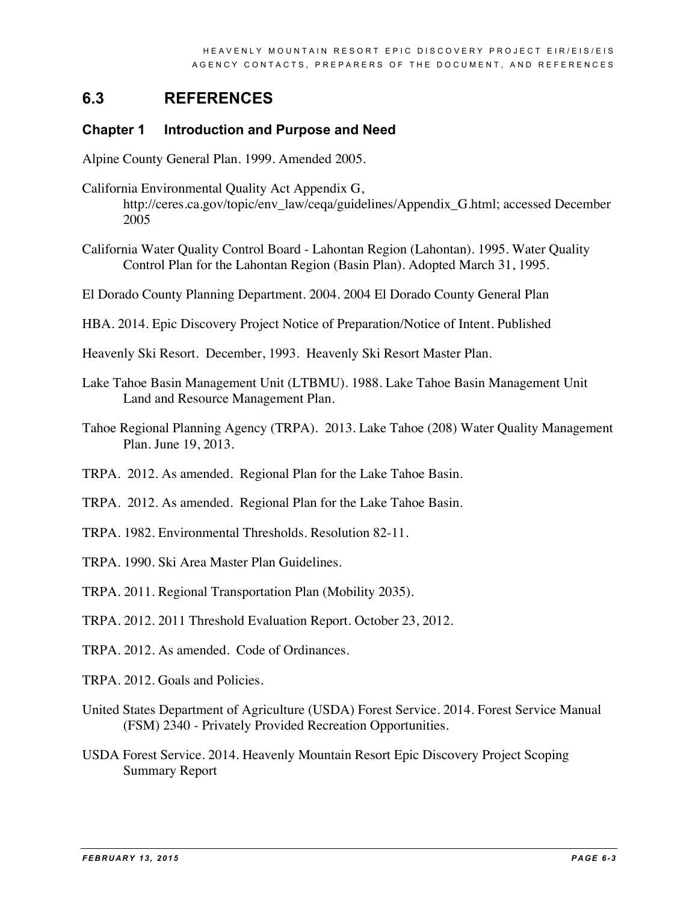## 6.3 REFERENCES

### Chapter 1 Introduction and Purpose and Need

Alpine County General Plan. 1999. Amended 2005.

California Environmental Quality Act Appendix G, http://ceres.ca.gov/topic/env_law/ceqa/guidelines/Appendix_G.html; accessed December 2005

California Water Quality Control Board - Lahontan Region (Lahontan). 1995. Water Quality Control Plan for the Lahontan Region (Basin Plan). Adopted March 31, 1995.

El Dorado County Planning Department. 2004. 2004 El Dorado County General Plan

HBA. 2014. Epic Discovery Project Notice of Preparation/Notice of Intent. Published

Heavenly Ski Resort. December, 1993. Heavenly Ski Resort Master Plan.

Lake Tahoe Basin Management Unit (LTBMU). 1988. Lake Tahoe Basin Management Unit Land and Resource Management Plan.

Tahoe Regional Planning Agency (TRPA). 2013. Lake Tahoe (208) Water Quality Management Plan. June 19, 2013.

TRPA. 2012. As amended. Regional Plan for the Lake Tahoe Basin.

TRPA. 2012. As amended. Regional Plan for the Lake Tahoe Basin.

TRPA. 1982. Environmental Thresholds. Resolution 82-11.

TRPA. 1990. Ski Area Master Plan Guidelines.

TRPA. 2011. Regional Transportation Plan (Mobility 2035).

TRPA. 2012. 2011 Threshold Evaluation Report. October 23, 2012.

TRPA. 2012. As amended. Code of Ordinances.

TRPA. 2012. Goals and Policies.

United States Department of Agriculture (USDA) Forest Service. 2014. Forest Service Manual (FSM) 2340 - Privately Provided Recreation Opportunities.

USDA Forest Service. 2014. Heavenly Mountain Resort Epic Discovery Project Scoping Summary Report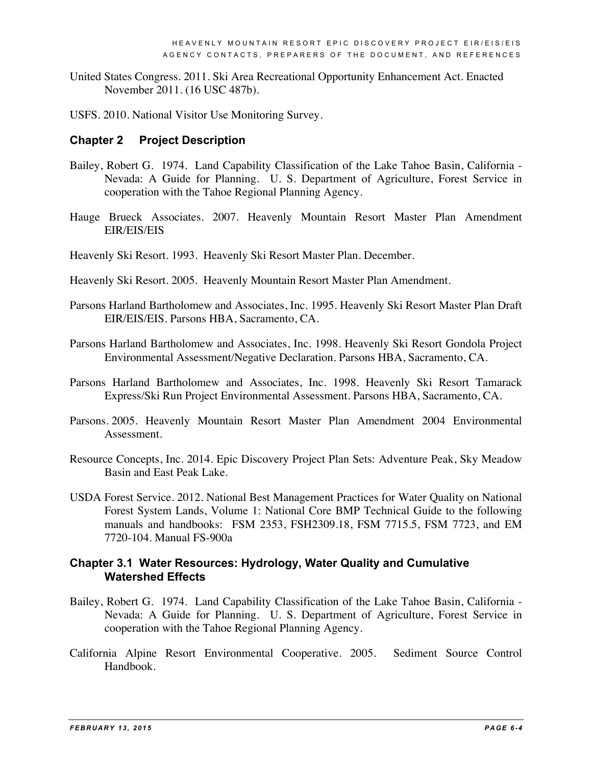United States Congress. 2011. Ski Area Recreational Opportunity Enhancement Act. Enacted November 2011. (16 USC 487b).

USFS. 2010. National Visitor Use Monitoring Survey.

### Chapter 2 Project Description

Bailey, Robert G. 1974. Land Capability Classification of the Lake Tahoe Basin, California - Nevada: A Guide for Planning. U. S. Department of Agriculture, Forest Service in cooperation with the Tahoe Regional Planning Agency.

Hauge Brueck Associates. 2007. Heavenly Mountain Resort Master Plan Amendment EIR/EIS/EIS

Heavenly Ski Resort. 1993. Heavenly Ski Resort Master Plan. December.

Heavenly Ski Resort. 2005. Heavenly Mountain Resort Master Plan Amendment.

Parsons Harland Bartholomew and Associates, Inc. 1995. Heavenly Ski Resort Master Plan Draft EIR/EIS/EIS. Parsons HBA, Sacramento, CA.

Parsons Harland Bartholomew and Associates, Inc. 1998. Heavenly Ski Resort Gondola Project Environmental Assessment/Negative Declaration. Parsons HBA, Sacramento, CA.

Parsons Harland Bartholomew and Associates, Inc. 1998. Heavenly Ski Resort Tamarack Express/Ski Run Project Environmental Assessment. Parsons HBA, Sacramento, CA.

Parsons. 2005. Heavenly Mountain Resort Master Plan Amendment 2004 Environmental Assessment.

Resource Concepts, Inc. 2014. Epic Discovery Project Plan Sets: Adventure Peak, Sky Meadow Basin and East Peak Lake.

USDA Forest Service. 2012. National Best Management Practices for Water Quality on National Forest System Lands, Volume 1: National Core BMP Technical Guide to the following manuals and handbooks: FSM 2353, FSH2309.18, FSM 7715.5, FSM 7723, and EM 7720-104. Manual FS-900a

### Chapter 3.1 Water Resources: Hydrology, Water Quality and Cumulative Watershed Effects

Bailey, Robert G. 1974. Land Capability Classification of the Lake Tahoe Basin, California - Nevada: A Guide for Planning. U. S. Department of Agriculture, Forest Service in cooperation with the Tahoe Regional Planning Agency.

California Alpine Resort Environmental Cooperative. 2005. Sediment Source Control Handbook.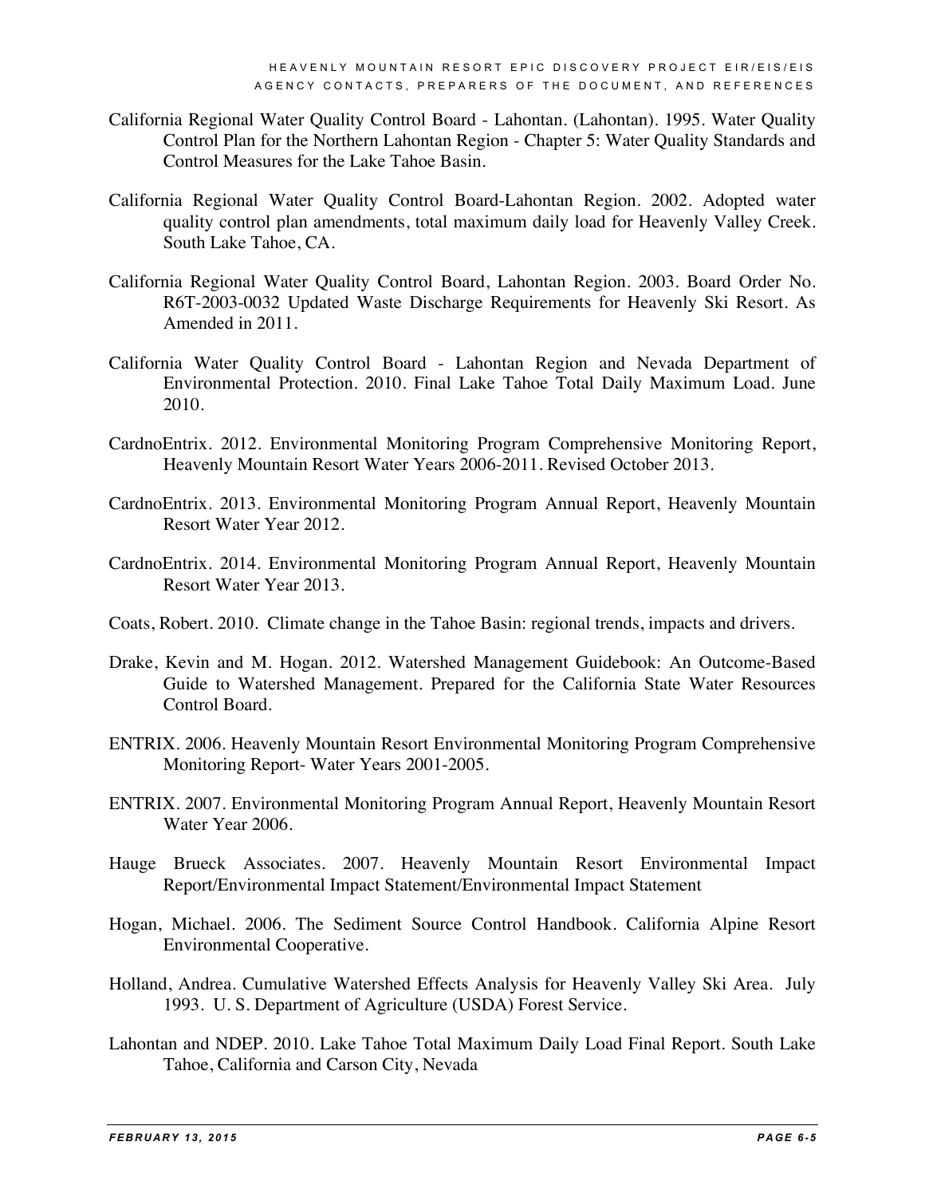California Regional Water Quality Control Board - Lahontan. (Lahontan). 1995. Water Quality Control Plan for the Northern Lahontan Region - Chapter 5: Water Quality Standards and Control Measures for the Lake Tahoe Basin.

California Regional Water Quality Control Board-Lahontan Region. 2002. Adopted water quality control plan amendments, total maximum daily load for Heavenly Valley Creek. South Lake Tahoe, CA.

California Regional Water Quality Control Board, Lahontan Region. 2003. Board Order No. R6T-2003-0032 Updated Waste Discharge Requirements for Heavenly Ski Resort. As Amended in 2011.

California Water Quality Control Board - Lahontan Region and Nevada Department of Environmental Protection. 2010. Final Lake Tahoe Total Daily Maximum Load. June 2010.

CardnoEntrix. 2012. Environmental Monitoring Program Comprehensive Monitoring Report, Heavenly Mountain Resort Water Years 2006-2011. Revised October 2013.

CardnoEntrix. 2013. Environmental Monitoring Program Annual Report, Heavenly Mountain Resort Water Year 2012.

CardnoEntrix. 2014. Environmental Monitoring Program Annual Report, Heavenly Mountain Resort Water Year 2013.

Coats, Robert. 2010. Climate change in the Tahoe Basin: regional trends, impacts and drivers.

Drake, Kevin and M. Hogan. 2012. Watershed Management Guidebook: An Outcome-Based Guide to Watershed Management. Prepared for the California State Water Resources Control Board.

ENTRIX. 2006. Heavenly Mountain Resort Environmental Monitoring Program Comprehensive Monitoring Report- Water Years 2001-2005.

ENTRIX. 2007. Environmental Monitoring Program Annual Report, Heavenly Mountain Resort Water Year 2006.

Hauge Brueck Associates. 2007. Heavenly Mountain Resort Environmental Impact Report/Environmental Impact Statement/Environmental Impact Statement

Hogan, Michael. 2006. The Sediment Source Control Handbook. California Alpine Resort Environmental Cooperative.

Holland, Andrea. Cumulative Watershed Effects Analysis for Heavenly Valley Ski Area. July 1993. U. S. Department of Agriculture (USDA) Forest Service.

Lahontan and NDEP. 2010. Lake Tahoe Total Maximum Daily Load Final Report. South Lake Tahoe, California and Carson City, Nevada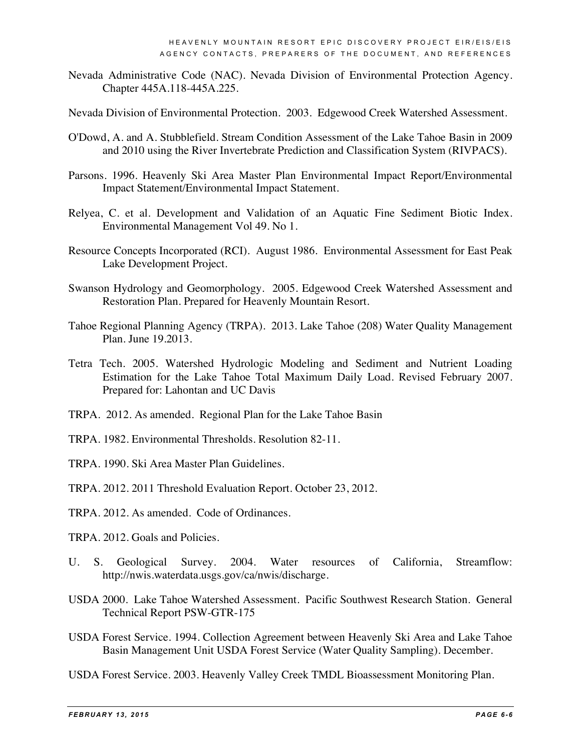Nevada Administrative Code (NAC). Nevada Division of Environmental Protection Agency. Chapter 445A.118-445A.225.

Nevada Division of Environmental Protection. 2003. Edgewood Creek Watershed Assessment.

O'Dowd, A. and A. Stubblefield. Stream Condition Assessment of the Lake Tahoe Basin in 2009 and 2010 using the River Invertebrate Prediction and Classification System (RIVPACS).

Parsons. 1996. Heavenly Ski Area Master Plan Environmental Impact Report/Environmental Impact Statement/Environmental Impact Statement.

Relyea, C. et al. Development and Validation of an Aquatic Fine Sediment Biotic Index. Environmental Management Vol 49. No 1.

Resource Concepts Incorporated (RCI). August 1986. Environmental Assessment for East Peak Lake Development Project.

Swanson Hydrology and Geomorphology. 2005. Edgewood Creek Watershed Assessment and Restoration Plan. Prepared for Heavenly Mountain Resort.

Tahoe Regional Planning Agency (TRPA). 2013. Lake Tahoe (208) Water Quality Management Plan. June 19.2013.

Tetra Tech. 2005. Watershed Hydrologic Modeling and Sediment and Nutrient Loading Estimation for the Lake Tahoe Total Maximum Daily Load. Revised February 2007. Prepared for: Lahontan and UC Davis

TRPA. 2012. As amended. Regional Plan for the Lake Tahoe Basin

TRPA. 1982. Environmental Thresholds. Resolution 82-11.

TRPA. 1990. Ski Area Master Plan Guidelines.

TRPA. 2012. 2011 Threshold Evaluation Report. October 23, 2012.

TRPA. 2012. As amended. Code of Ordinances.

TRPA. 2012. Goals and Policies.

U. S. Geological Survey. 2004. Water resources of California, Streamflow: http://nwis.waterdata.usgs.gov/ca/nwis/discharge.

USDA 2000. Lake Tahoe Watershed Assessment. Pacific Southwest Research Station. General Technical Report PSW-GTR-175

USDA Forest Service. 1994. Collection Agreement between Heavenly Ski Area and Lake Tahoe Basin Management Unit USDA Forest Service (Water Quality Sampling). December.

USDA Forest Service. 2003. Heavenly Valley Creek TMDL Bioassessment Monitoring Plan.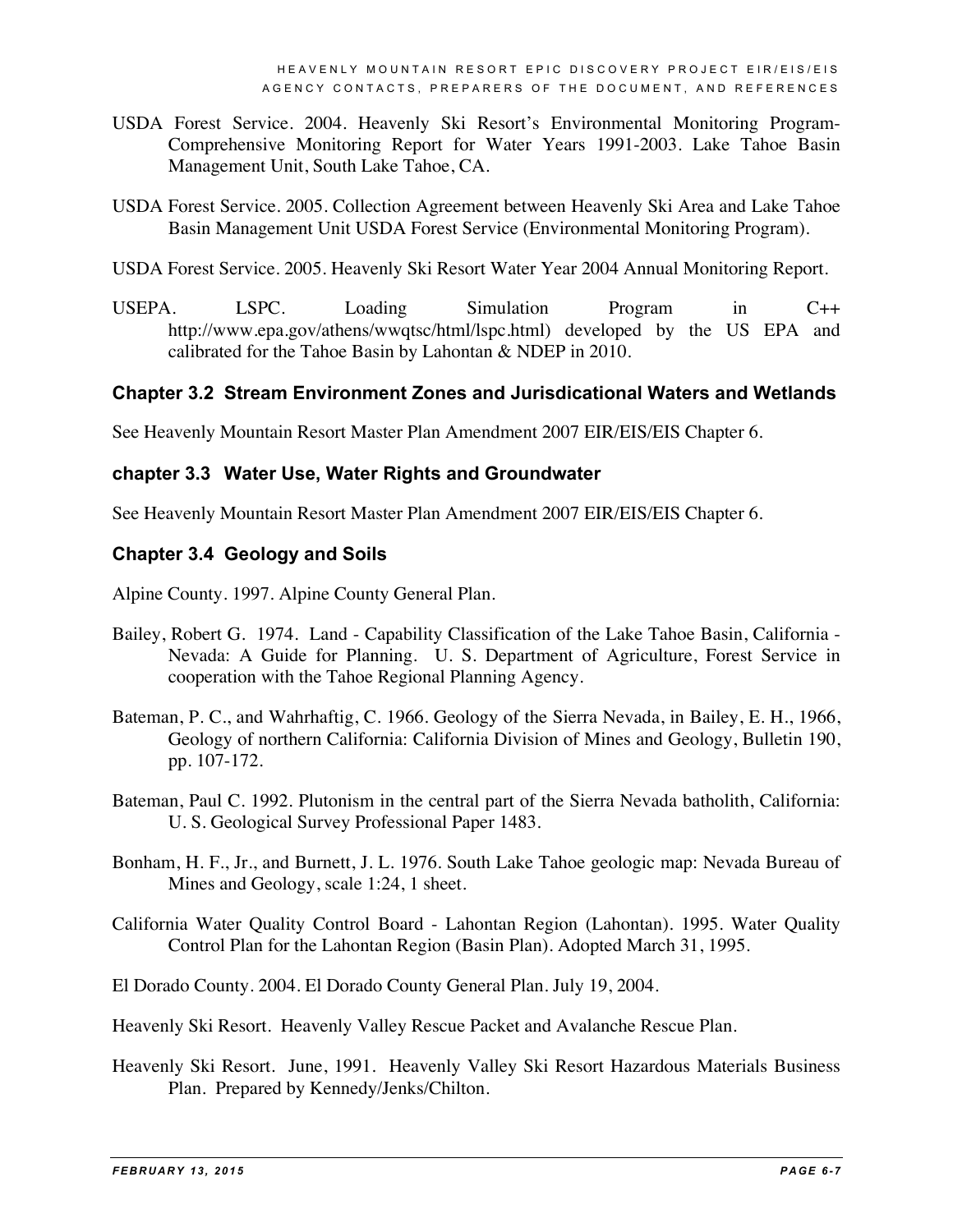USDA Forest Service. 2004. Heavenly Ski Resort's Environmental Monitoring Program-Comprehensive Monitoring Report for Water Years 1991-2003. Lake Tahoe Basin Management Unit, South Lake Tahoe, CA.

USDA Forest Service. 2005. Collection Agreement between Heavenly Ski Area and Lake Tahoe Basin Management Unit USDA Forest Service (Environmental Monitoring Program).

USDA Forest Service. 2005. Heavenly Ski Resort Water Year 2004 Annual Monitoring Report.

USEPA. LSPC. Loading Simulation Program in C++ http://www.epa.gov/athens/wwqtsc/html/lspc.html) developed by the US EPA and calibrated for the Tahoe Basin by Lahontan & NDEP in 2010.

### Chapter 3.2 Stream Environment Zones and Jurisdictional Waters and Wetlands

See Heavenly Mountain Resort Master Plan Amendment 2007 EIR/EIS/EIS Chapter 6.

### chapter 3.3 Water Use, Water Rights and Groundwater

See Heavenly Mountain Resort Master Plan Amendment 2007 EIR/EIS/EIS Chapter 6.

### Chapter 3.4 Geology and Soils

Alpine County. 1997. Alpine County General Plan.

Bailey, Robert G. 1974. Land - Capability Classification of the Lake Tahoe Basin, California - Nevada: A Guide for Planning. U. S. Department of Agriculture, Forest Service in cooperation with the Tahoe Regional Planning Agency.

Bateman, P. C., and Wahrhaftig, C. 1966. Geology of the Sierra Nevada, in Bailey, E. H., 1966, Geology of northern California: California Division of Mines and Geology, Bulletin 190, pp. 107-172.

Bateman, Paul C. 1992. Plutonism in the central part of the Sierra Nevada batholith, California: U. S. Geological Survey Professional Paper 1483.

Bonham, H. F., Jr., and Burnett, J. L. 1976. South Lake Tahoe geologic map: Nevada Bureau of Mines and Geology, scale 1:24, 1 sheet.

California Water Quality Control Board - Lahontan Region (Lahontan). 1995. Water Quality Control Plan for the Lahontan Region (Basin Plan). Adopted March 31, 1995.

El Dorado County. 2004. El Dorado County General Plan. July 19, 2004.

Heavenly Ski Resort. Heavenly Valley Rescue Packet and Avalanche Rescue Plan.

Heavenly Ski Resort. June, 1991. Heavenly Valley Ski Resort Hazardous Materials Business Plan. Prepared by Kennedy/Jenks/Chilton.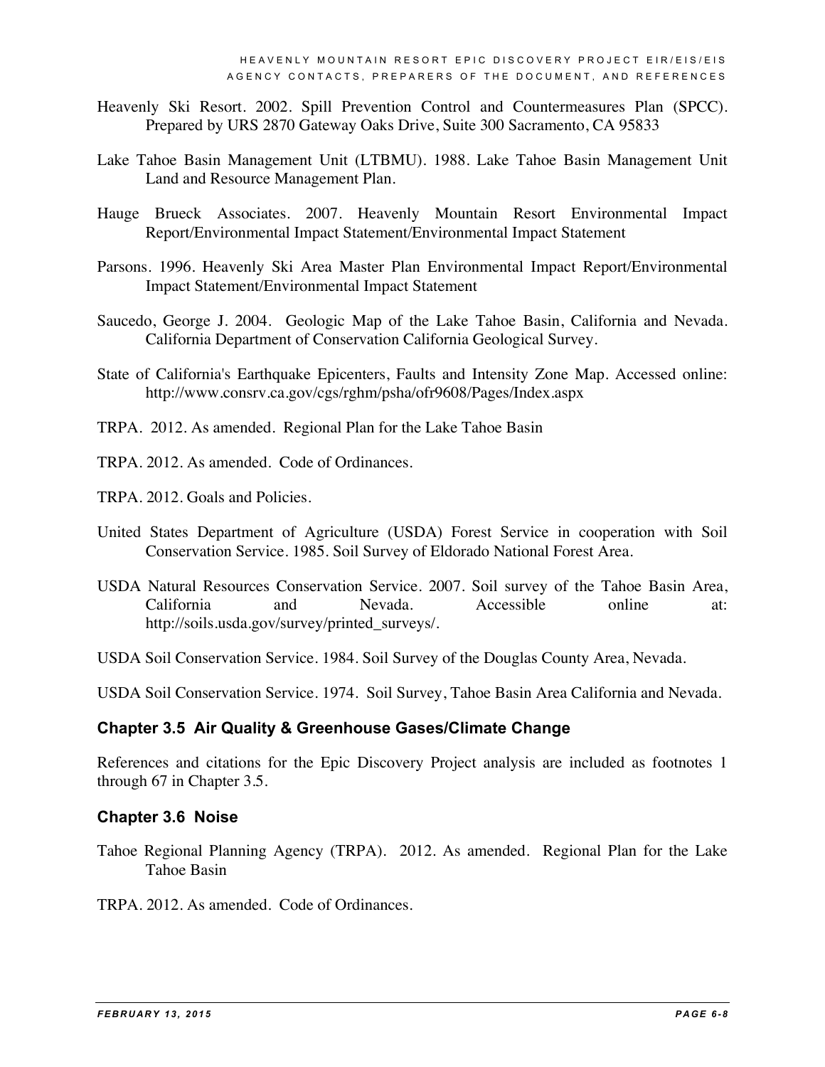Heavenly Ski Resort. 2002. Spill Prevention Control and Countermeasures Plan (SPCC). Prepared by URS 2870 Gateway Oaks Drive, Suite 300 Sacramento, CA 95833

Lake Tahoe Basin Management Unit (LTBMU). 1988. Lake Tahoe Basin Management Unit Land and Resource Management Plan.

Hauge Brueck Associates. 2007. Heavenly Mountain Resort Environmental Impact Report/Environmental Impact Statement/Environmental Impact Statement

Parsons. 1996. Heavenly Ski Area Master Plan Environmental Impact Report/Environmental Impact Statement/Environmental Impact Statement

Saucedo, George J. 2004. Geologic Map of the Lake Tahoe Basin, California and Nevada. California Department of Conservation California Geological Survey.

State of California's Earthquake Epicenters, Faults and Intensity Zone Map. Accessed online: http://www.consrv.ca.gov/cgs/rghm/psha/ofr9608/Pages/Index.aspx

TRPA. 2012. As amended. Regional Plan for the Lake Tahoe Basin

TRPA. 2012. As amended. Code of Ordinances.

TRPA. 2012. Goals and Policies.

United States Department of Agriculture (USDA) Forest Service in cooperation with Soil Conservation Service. 1985. Soil Survey of Eldorado National Forest Area.

USDA Natural Resources Conservation Service. 2007. Soil survey of the Tahoe Basin Area, California and Nevada. Accessible online at: http://soils.usda.gov/survey/printed_surveys/.

USDA Soil Conservation Service. 1984. Soil Survey of the Douglas County Area, Nevada.

USDA Soil Conservation Service. 1974. Soil Survey, Tahoe Basin Area California and Nevada.

### Chapter 3.5 Air Quality & Greenhouse Gases/Climate Change

References and citations for the Epic Discovery Project analysis are included as footnotes 1 through 67 in Chapter 3.5.

### Chapter 3.6 Noise

Tahoe Regional Planning Agency (TRPA). 2012. As amended. Regional Plan for the Lake Tahoe Basin

TRPA. 2012. As amended. Code of Ordinances.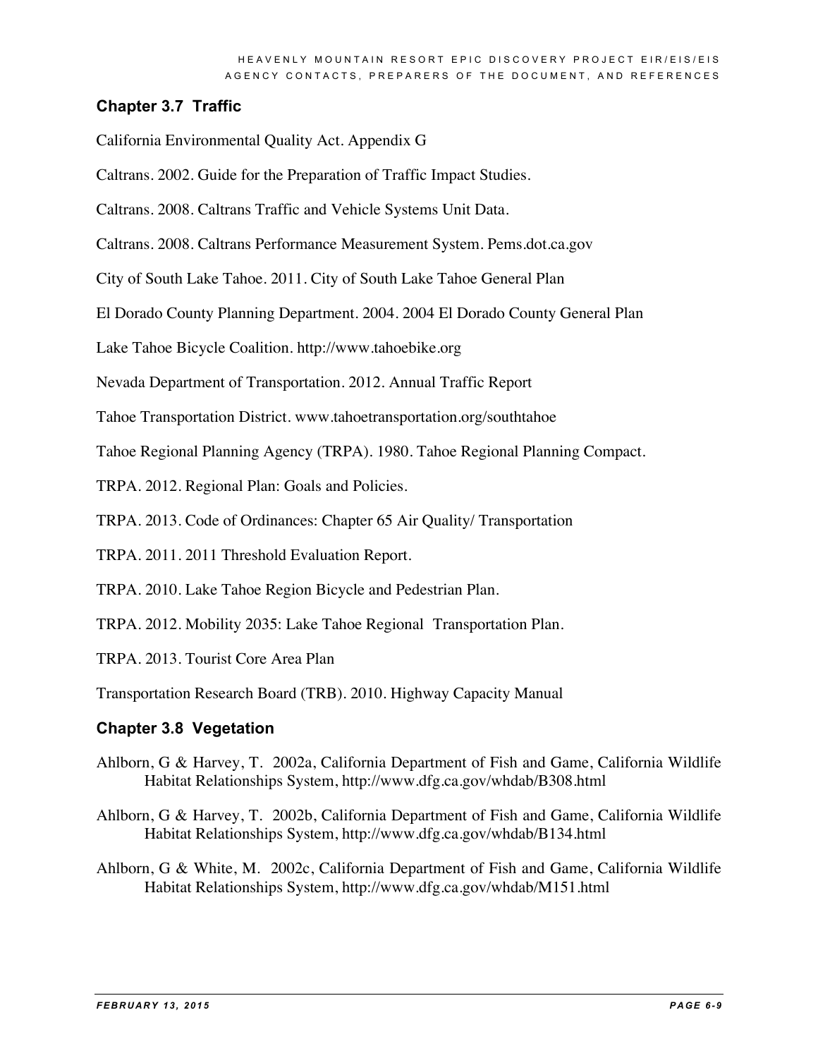### Chapter 3.7 Traffic

California Environmental Quality Act. Appendix G

Caltrans. 2002. Guide for the Preparation of Traffic Impact Studies.

Caltrans. 2008. Caltrans Traffic and Vehicle Systems Unit Data.

Caltrans. 2008. Caltrans Performance Measurement System. Pems.dot.ca.gov

City of South Lake Tahoe. 2011. City of South Lake Tahoe General Plan

El Dorado County Planning Department. 2004. 2004 El Dorado County General Plan

Lake Tahoe Bicycle Coalition. http://www.tahoebike.org

Nevada Department of Transportation. 2012. Annual Traffic Report

Tahoe Transportation District. www.tahoetransportation.org/southtahoe

Tahoe Regional Planning Agency (TRPA). 1980. Tahoe Regional Planning Compact.

TRPA. 2012. Regional Plan: Goals and Policies.

TRPA. 2013. Code of Ordinances: Chapter 65 Air Quality/ Transportation

TRPA. 2011. 2011 Threshold Evaluation Report.

TRPA. 2010. Lake Tahoe Region Bicycle and Pedestrian Plan.

TRPA. 2012. Mobility 2035: Lake Tahoe Regional Transportation Plan.

TRPA. 2013. Tourist Core Area Plan

Transportation Research Board (TRB). 2010. Highway Capacity Manual

### Chapter 3.8 Vegetation

Ahlborn, G & Harvey, T. 2002a, California Department of Fish and Game, California Wildlife Habitat Relationships System, http://www.dfg.ca.gov/whdab/B308.html

Ahlborn, G & Harvey, T. 2002b, California Department of Fish and Game, California Wildlife Habitat Relationships System, http://www.dfg.ca.gov/whdab/B134.html

Ahlborn, G & White, M. 2002c, California Department of Fish and Game, California Wildlife Habitat Relationships System, http://www.dfg.ca.gov/whdab/M151.html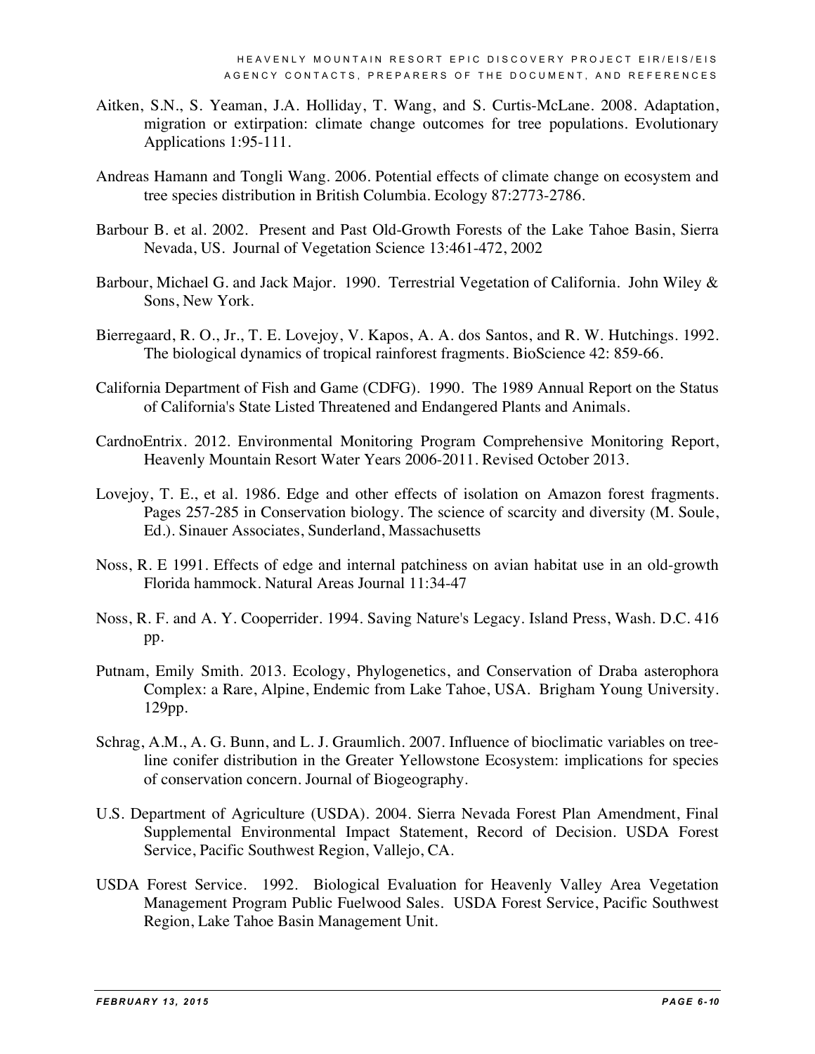Aitken, S.N., S. Yeaman, J.A. Holliday, T. Wang, and S. Curtis-McLane. 2008. Adaptation, migration or extirpation: climate change outcomes for tree populations. Evolutionary Applications 1:95-111.

Andreas Hamann and Tongli Wang. 2006. Potential effects of climate change on ecosystem and tree species distribution in British Columbia. Ecology 87:2773-2786.

Barbour B. et al. 2002. Present and Past Old-Growth Forests of the Lake Tahoe Basin, Sierra Nevada, US. Journal of Vegetation Science 13:461-472, 2002

Barbour, Michael G. and Jack Major. 1990. Terrestrial Vegetation of California. John Wiley & Sons, New York.

Bierregaard, R. O., Jr., T. E. Lovejoy, V. Kapos, A. A. dos Santos, and R. W. Hutchings. 1992. The biological dynamics of tropical rainforest fragments. BioScience 42: 859-66.

California Department of Fish and Game (CDFG). 1990. The 1989 Annual Report on the Status of California's State Listed Threatened and Endangered Plants and Animals.

CardnoEntrix. 2012. Environmental Monitoring Program Comprehensive Monitoring Report, Heavenly Mountain Resort Water Years 2006-2011. Revised October 2013.

Lovejoy, T. E., et al. 1986. Edge and other effects of isolation on Amazon forest fragments. Pages 257-285 in Conservation biology. The science of scarcity and diversity (M. Soule, Ed.). Sinauer Associates, Sunderland, Massachusetts

Noss, R. E 1991. Effects of edge and internal patchiness on avian habitat use in an old-growth Florida hammock. Natural Areas Journal 11:34-47

Noss, R. F. and A. Y. Cooperrider. 1994. Saving Nature's Legacy. Island Press, Wash. D.C. 416 pp.

Putnam, Emily Smith. 2013. Ecology, Phylogenetics, and Conservation of Draba asterophora Complex: a Rare, Alpine, Endemic from Lake Tahoe, USA. Brigham Young University. 129pp.

Schrag, A.M., A. G. Bunn, and L. J. Graumlich. 2007. Influence of bioclimatic variables on tree-line conifer distribution in the Greater Yellowstone Ecosystem: implications for species of conservation concern. Journal of Biogeography.

U.S. Department of Agriculture (USDA). 2004. Sierra Nevada Forest Plan Amendment, Final Supplemental Environmental Impact Statement, Record of Decision. USDA Forest Service, Pacific Southwest Region, Vallejo, CA.

USDA Forest Service. 1992. Biological Evaluation for Heavenly Valley Area Vegetation Management Program Public Fuelwood Sales. USDA Forest Service, Pacific Southwest Region, Lake Tahoe Basin Management Unit.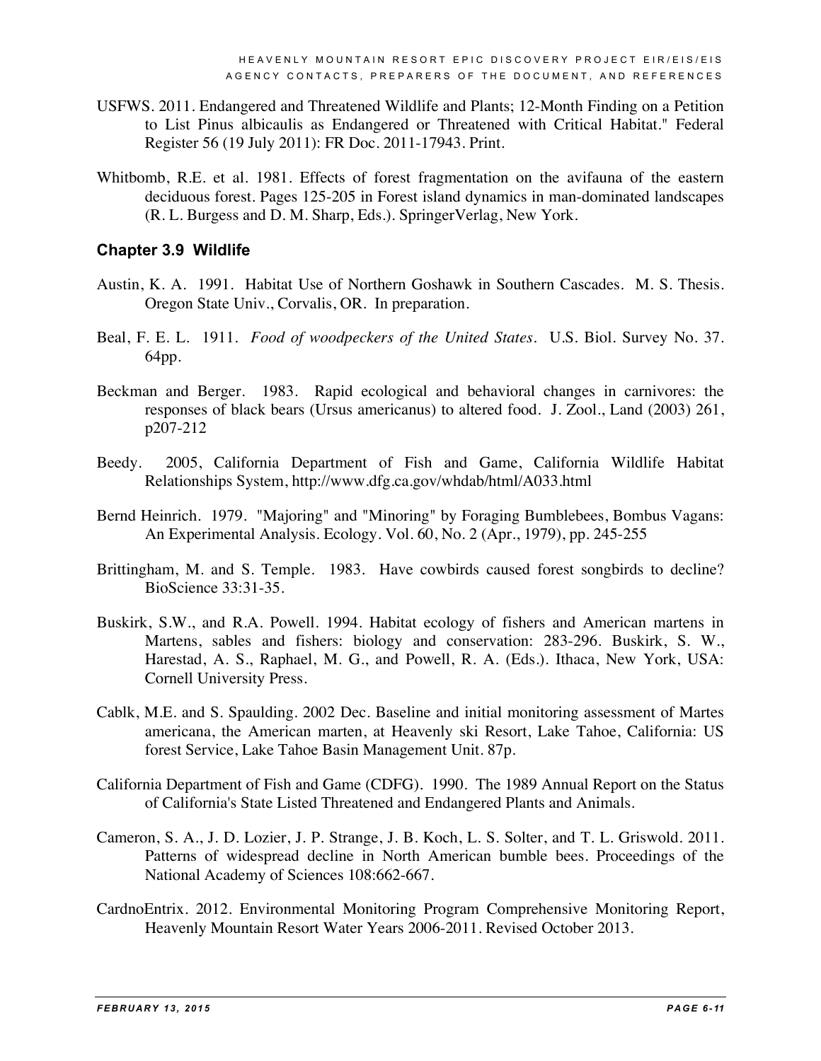USFWS. 2011. Endangered and Threatened Wildlife and Plants; 12-Month Finding on a Petition to List Pinus albicaulis as Endangered or Threatened with Critical Habitat." Federal Register 56 (19 July 2011): FR Doc. 2011-17943. Print.

Whitbomb, R.E. et al. 1981. Effects of forest fragmentation on the avifauna of the eastern deciduous forest. Pages 125-205 in Forest island dynamics in man-dominated landscapes (R. L. Burgess and D. M. Sharp, Eds.). SpringerVerlag, New York.

### Chapter 3.9 Wildlife

Austin, K. A. 1991. Habitat Use of Northern Goshawk in Southern Cascades. M. S. Thesis. Oregon State Univ., Corvalis, OR. In preparation.

Beal, F. E. L. 1911. *Food of woodpeckers of the United States*. U.S. Biol. Survey No. 37. 64pp.

Beckman and Berger. 1983. Rapid ecological and behavioral changes in carnivores: the responses of black bears (Ursus americanus) to altered food. J. Zool., Land (2003) 261, p207-212

Beedy. 2005, California Department of Fish and Game, California Wildlife Habitat Relationships System, http://www.dfg.ca.gov/whdab/html/A033.html

Bernd Heinrich. 1979. "Majoring" and "Minoring" by Foraging Bumblebees, Bombus Vagans: An Experimental Analysis. Ecology. Vol. 60, No. 2 (Apr., 1979), pp. 245-255

Brittingham, M. and S. Temple. 1983. Have cowbirds caused forest songbirds to decline? BioScience 33:31-35.

Buskirk, S.W., and R.A. Powell. 1994. Habitat ecology of fishers and American martens in Martens, sables and fishers: biology and conservation: 283-296. Buskirk, S. W., Harestad, A. S., Raphael, M. G., and Powell, R. A. (Eds.). Ithaca, New York, USA: Cornell University Press.

Cablk, M.E. and S. Spaulding. 2002 Dec. Baseline and initial monitoring assessment of Martes americana, the American marten, at Heavenly ski Resort, Lake Tahoe, California: US forest Service, Lake Tahoe Basin Management Unit. 87p.

California Department of Fish and Game (CDFG). 1990. The 1989 Annual Report on the Status of California's State Listed Threatened and Endangered Plants and Animals.

Cameron, S. A., J. D. Lozier, J. P. Strange, J. B. Koch, L. S. Solter, and T. L. Griswold. 2011. Patterns of widespread decline in North American bumble bees. Proceedings of the National Academy of Sciences 108:662-667.

CardnoEntrix. 2012. Environmental Monitoring Program Comprehensive Monitoring Report, Heavenly Mountain Resort Water Years 2006-2011. Revised October 2013.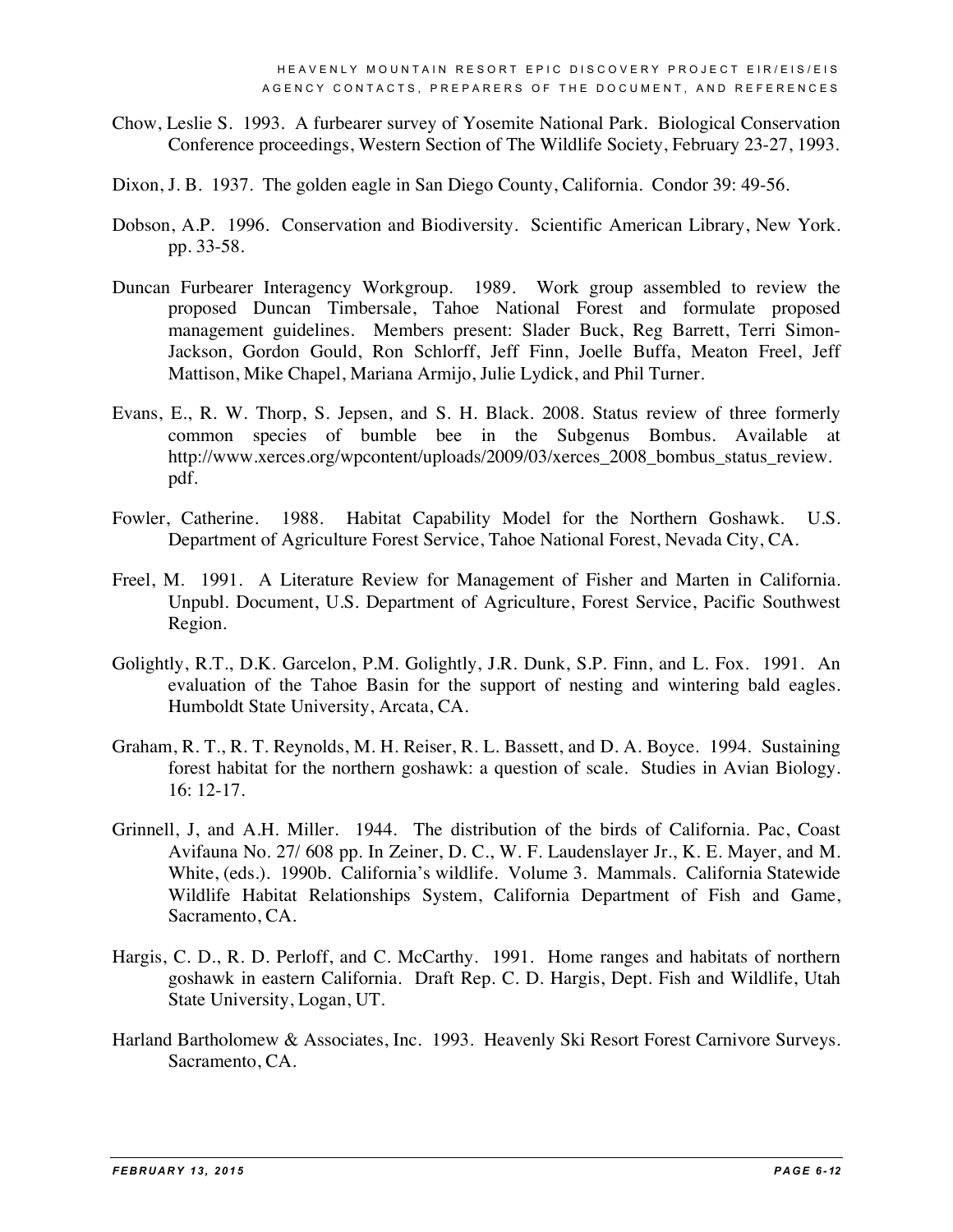Chow, Leslie S. 1993. A furbearer survey of Yosemite National Park. Biological Conservation Conference proceedings, Western Section of The Wildlife Society, February 23-27, 1993.

Dixon, J. B. 1937. The golden eagle in San Diego County, California. Condor 39: 49-56.

Dobson, A.P. 1996. Conservation and Biodiversity. Scientific American Library, New York. pp. 33-58.

Duncan Furbearer Interagency Workgroup. 1989. Work group assembled to review the proposed Duncan Timbersale, Tahoe National Forest and formulate proposed management guidelines. Members present: Slader Buck, Reg Barrett, Terri Simon-Jackson, Gordon Gould, Ron Schlorff, Jeff Finn, Joelle Buffa, Meaton Freel, Jeff Mattison, Mike Chapel, Mariana Armijo, Julie Lydick, and Phil Turner.

Evans, E., R. W. Thorp, S. Jepsen, and S. H. Black. 2008. Status review of three formerly common species of bumble bee in the Subgenus Bombus. Available at http://www.xerces.org/wpcontent/uploads/2009/03/xerces_2008_bombus_status_review.pdf.

Fowler, Catherine. 1988. Habitat Capability Model for the Northern Goshawk. U.S. Department of Agriculture Forest Service, Tahoe National Forest, Nevada City, CA.

Freel, M. 1991. A Literature Review for Management of Fisher and Marten in California. Unpubl. Document, U.S. Department of Agriculture, Forest Service, Pacific Southwest Region.

Golightly, R.T., D.K. Garcelon, P.M. Golightly, J.R. Dunk, S.P. Finn, and L. Fox. 1991. An evaluation of the Tahoe Basin for the support of nesting and wintering bald eagles. Humboldt State University, Arcata, CA.

Graham, R. T., R. T. Reynolds, M. H. Reiser, R. L. Bassett, and D. A. Boyce. 1994. Sustaining forest habitat for the northern goshawk: a question of scale. Studies in Avian Biology. 16: 12-17.

Grinnell, J, and A.H. Miller. 1944. The distribution of the birds of California. Pac, Coast Avifauna No. 27/ 608 pp. In Zeiner, D. C., W. F. Laudenslayer Jr., K. E. Mayer, and M. White, (eds.). 1990b. California's wildlife. Volume 3. Mammals. California Statewide Wildlife Habitat Relationships System, California Department of Fish and Game, Sacramento, CA.

Hargis, C. D., R. D. Perloff, and C. McCarthy. 1991. Home ranges and habitats of northern goshawk in eastern California. Draft Rep. C. D. Hargis, Dept. Fish and Wildlife, Utah State University, Logan, UT.

Harland Bartholomew & Associates, Inc. 1993. Heavenly Ski Resort Forest Carnivore Surveys. Sacramento, CA.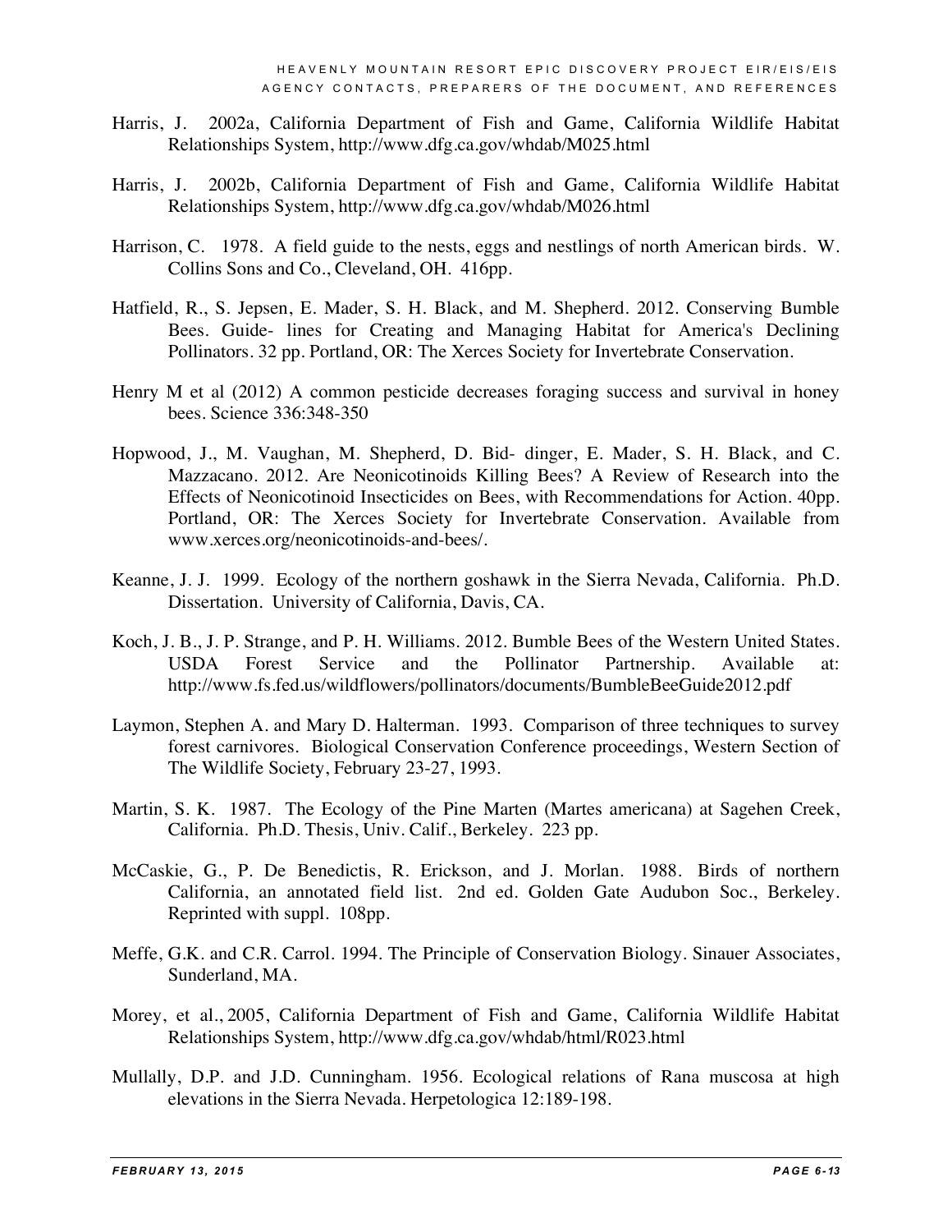Harris, J. 2002a, California Department of Fish and Game, California Wildlife Habitat Relationships System, http://www.dfg.ca.gov/whdab/M025.html

Harris, J. 2002b, California Department of Fish and Game, California Wildlife Habitat Relationships System, http://www.dfg.ca.gov/whdab/M026.html

Harrison, C. 1978. A field guide to the nests, eggs and nestlings of north American birds. W. Collins Sons and Co., Cleveland, OH. 416pp.

Hatfield, R., S. Jepsen, E. Mader, S. H. Black, and M. Shepherd. 2012. Conserving Bumble Bees. Guide- lines for Creating and Managing Habitat for America's Declining Pollinators. 32 pp. Portland, OR: The Xerces Society for Invertebrate Conservation.

Henry M et al (2012) A common pesticide decreases foraging success and survival in honey bees. Science 336:348-350

Hopwood, J., M. Vaughan, M. Shepherd, D. Bid- dinger, E. Mader, S. H. Black, and C. Mazzacano. 2012. Are Neonicotinoids Killing Bees? A Review of Research into the Effects of Neonicotinoid Insecticides on Bees, with Recommendations for Action. 40pp. Portland, OR: The Xerces Society for Invertebrate Conservation. Available from www.xerces.org/neonicotinoids-and-bees/.

Keanne, J. J. 1999. Ecology of the northern goshawk in the Sierra Nevada, California. Ph.D. Dissertation. University of California, Davis, CA.

Koch, J. B., J. P. Strange, and P. H. Williams. 2012. Bumble Bees of the Western United States. USDA Forest Service and the Pollinator Partnership. Available at: http://www.fs.fed.us/wildflowers/pollinators/documents/BumbleBeeGuide2012.pdf

Laymon, Stephen A. and Mary D. Halterman. 1993. Comparison of three techniques to survey forest carnivores. Biological Conservation Conference proceedings, Western Section of The Wildlife Society, February 23-27, 1993.

Martin, S. K. 1987. The Ecology of the Pine Marten (Martes americana) at Sagehen Creek, California. Ph.D. Thesis, Univ. Calif., Berkeley. 223 pp.

McCaskie, G., P. De Benedictis, R. Erickson, and J. Morlan. 1988. Birds of northern California, an annotated field list. 2nd ed. Golden Gate Audubon Soc., Berkeley. Reprinted with suppl. 108pp.

Meffe, G.K. and C.R. Carrol. 1994. The Principle of Conservation Biology. Sinauer Associates, Sunderland, MA.

Morey, et al., 2005, California Department of Fish and Game, California Wildlife Habitat Relationships System, http://www.dfg.ca.gov/whdab/html/R023.html

Mullally, D.P. and J.D. Cunningham. 1956. Ecological relations of Rana muscosa at high elevations in the Sierra Nevada. Herpetologica 12:189-198.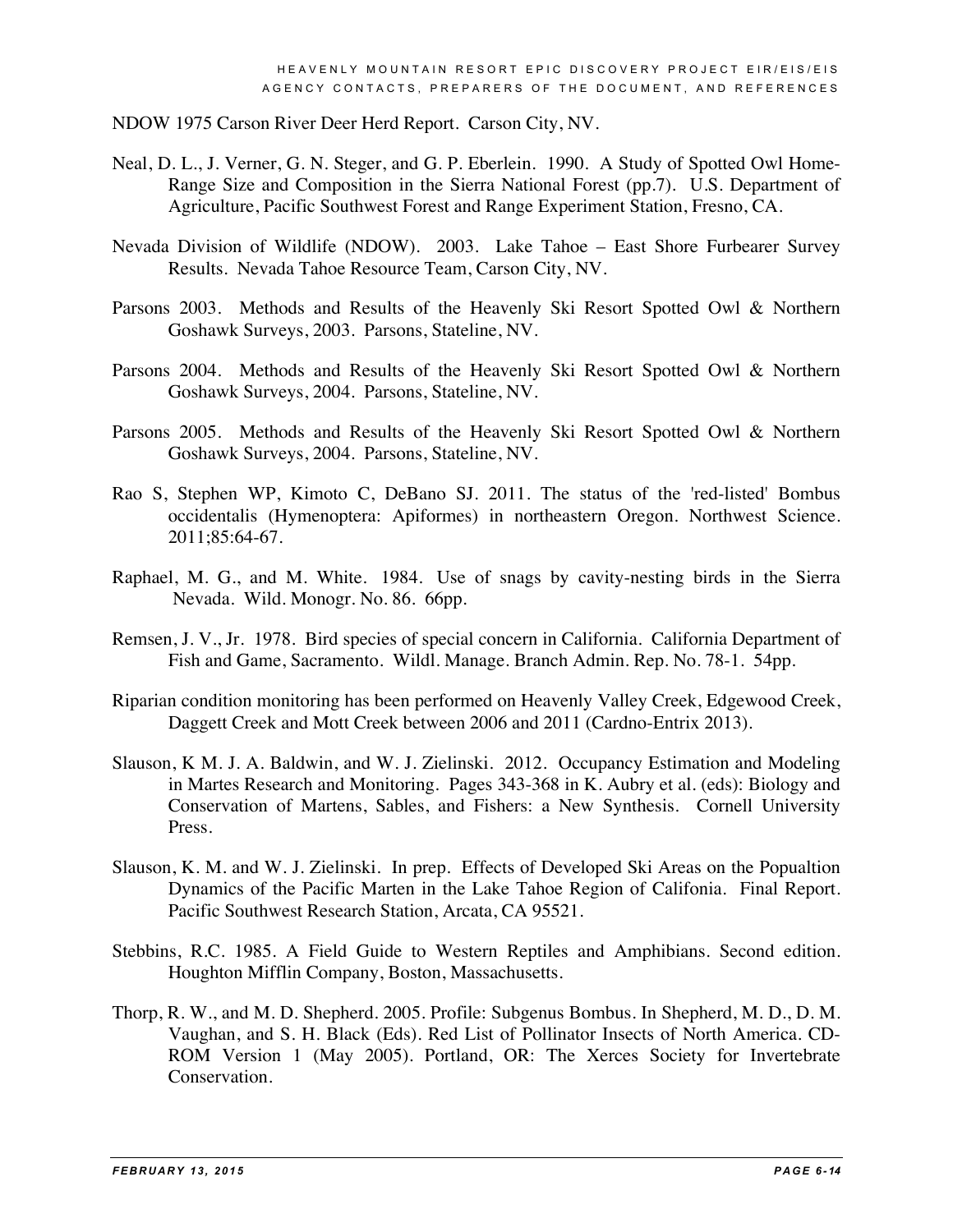NDOW 1975 Carson River Deer Herd Report. Carson City, NV.

Neal, D. L., J. Verner, G. N. Steger, and G. P. Eberlein. 1990. A Study of Spotted Owl Home-Range Size and Composition in the Sierra National Forest (pp.7). U.S. Department of Agriculture, Pacific Southwest Forest and Range Experiment Station, Fresno, CA.

Nevada Division of Wildlife (NDOW). 2003. Lake Tahoe – East Shore Furbearer Survey Results. Nevada Tahoe Resource Team, Carson City, NV.

Parsons 2003. Methods and Results of the Heavenly Ski Resort Spotted Owl & Northern Goshawk Surveys, 2003. Parsons, Stateline, NV.

Parsons 2004. Methods and Results of the Heavenly Ski Resort Spotted Owl & Northern Goshawk Surveys, 2004. Parsons, Stateline, NV.

Parsons 2005. Methods and Results of the Heavenly Ski Resort Spotted Owl & Northern Goshawk Surveys, 2004. Parsons, Stateline, NV.

Rao S, Stephen WP, Kimoto C, DeBano SJ. 2011. The status of the 'red-listed' Bombus occidentalis (Hymenoptera: Apiformes) in northeastern Oregon. Northwest Science. 2011;85:64-67.

Raphael, M. G., and M. White. 1984. Use of snags by cavity-nesting birds in the Sierra Nevada. Wild. Monogr. No. 86. 66pp.

Remsen, J. V., Jr. 1978. Bird species of special concern in California. California Department of Fish and Game, Sacramento. Wildl. Manage. Branch Admin. Rep. No. 78-1. 54pp.

Riparian condition monitoring has been performed on Heavenly Valley Creek, Edgewood Creek, Daggett Creek and Mott Creek between 2006 and 2011 (Cardno-Entrix 2013).

Slauson, K M. J. A. Baldwin, and W. J. Zielinski. 2012. Occupancy Estimation and Modeling in Martes Research and Monitoring. Pages 343-368 in K. Aubry et al. (eds): Biology and Conservation of Martens, Sables, and Fishers: a New Synthesis. Cornell University Press.

Slauson, K. M. and W. J. Zielinski. In prep. Effects of Developed Ski Areas on the Popualtion Dynamics of the Pacific Marten in the Lake Tahoe Region of Califonia. Final Report. Pacific Southwest Research Station, Arcata, CA 95521.

Stebbins, R.C. 1985. A Field Guide to Western Reptiles and Amphibians. Second edition. Houghton Mifflin Company, Boston, Massachusetts.

Thorp, R. W., and M. D. Shepherd. 2005. Profile: Subgenus Bombus. In Shepherd, M. D., D. M. Vaughan, and S. H. Black (Eds). Red List of Pollinator Insects of North America. CD-ROM Version 1 (May 2005). Portland, OR: The Xerces Society for Invertebrate Conservation.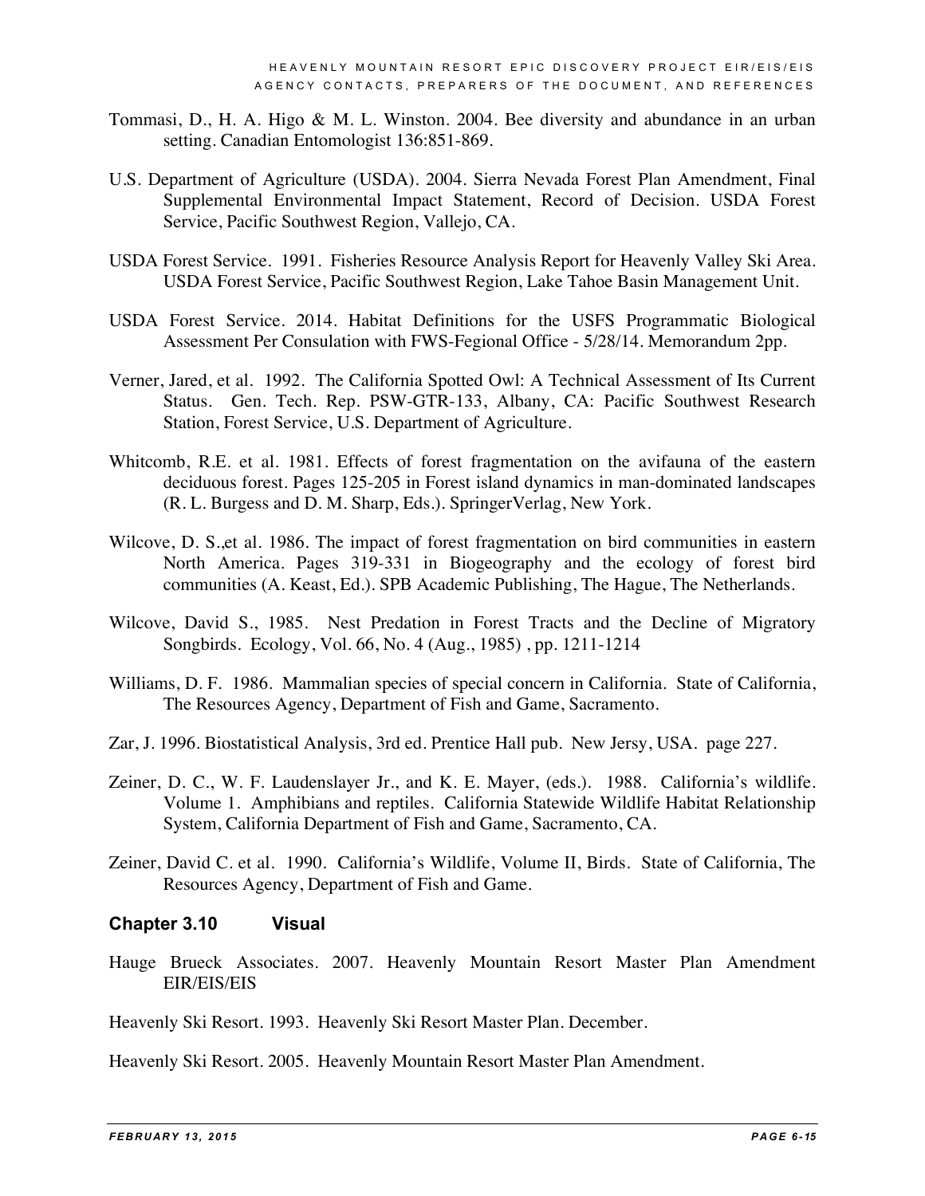Tommasi, D., H. A. Higo & M. L. Winston. 2004. Bee diversity and abundance in an urban setting. Canadian Entomologist 136:851-869.

U.S. Department of Agriculture (USDA). 2004. Sierra Nevada Forest Plan Amendment, Final Supplemental Environmental Impact Statement, Record of Decision. USDA Forest Service, Pacific Southwest Region, Vallejo, CA.

USDA Forest Service. 1991. Fisheries Resource Analysis Report for Heavenly Valley Ski Area. USDA Forest Service, Pacific Southwest Region, Lake Tahoe Basin Management Unit.

USDA Forest Service. 2014. Habitat Definitions for the USFS Programmatic Biological Assessment Per Consulation with FWS-Fegional Office - 5/28/14. Memorandum 2pp.

Verner, Jared, et al. 1992. The California Spotted Owl: A Technical Assessment of Its Current Status. Gen. Tech. Rep. PSW-GTR-133, Albany, CA: Pacific Southwest Research Station, Forest Service, U.S. Department of Agriculture.

Whitcomb, R.E. et al. 1981. Effects of forest fragmentation on the avifauna of the eastern deciduous forest. Pages 125-205 in Forest island dynamics in man-dominated landscapes (R. L. Burgess and D. M. Sharp, Eds.). SpringerVerlag, New York.

Wilcove, D. S.,et al. 1986. The impact of forest fragmentation on bird communities in eastern North America. Pages 319-331 in Biogeography and the ecology of forest bird communities (A. Keast, Ed.). SPB Academic Publishing, The Hague, The Netherlands.

Wilcove, David S., 1985. Nest Predation in Forest Tracts and the Decline of Migratory Songbirds. Ecology, Vol. 66, No. 4 (Aug., 1985) , pp. 1211-1214

Williams, D. F. 1986. Mammalian species of special concern in California. State of California, The Resources Agency, Department of Fish and Game, Sacramento.

Zar, J. 1996. Biostatistical Analysis, 3rd ed. Prentice Hall pub. New Jersy, USA. page 227.

Zeiner, D. C., W. F. Laudenslayer Jr., and K. E. Mayer, (eds.). 1988. California's wildlife. Volume 1. Amphibians and reptiles. California Statewide Wildlife Habitat Relationship System, California Department of Fish and Game, Sacramento, CA.

Zeiner, David C. et al. 1990. California's Wildlife, Volume II, Birds. State of California, The Resources Agency, Department of Fish and Game.

### Chapter 3.10 Visual

Hauge Brueck Associates. 2007. Heavenly Mountain Resort Master Plan Amendment EIR/EIS/EIS

Heavenly Ski Resort. 1993. Heavenly Ski Resort Master Plan. December.

Heavenly Ski Resort. 2005. Heavenly Mountain Resort Master Plan Amendment.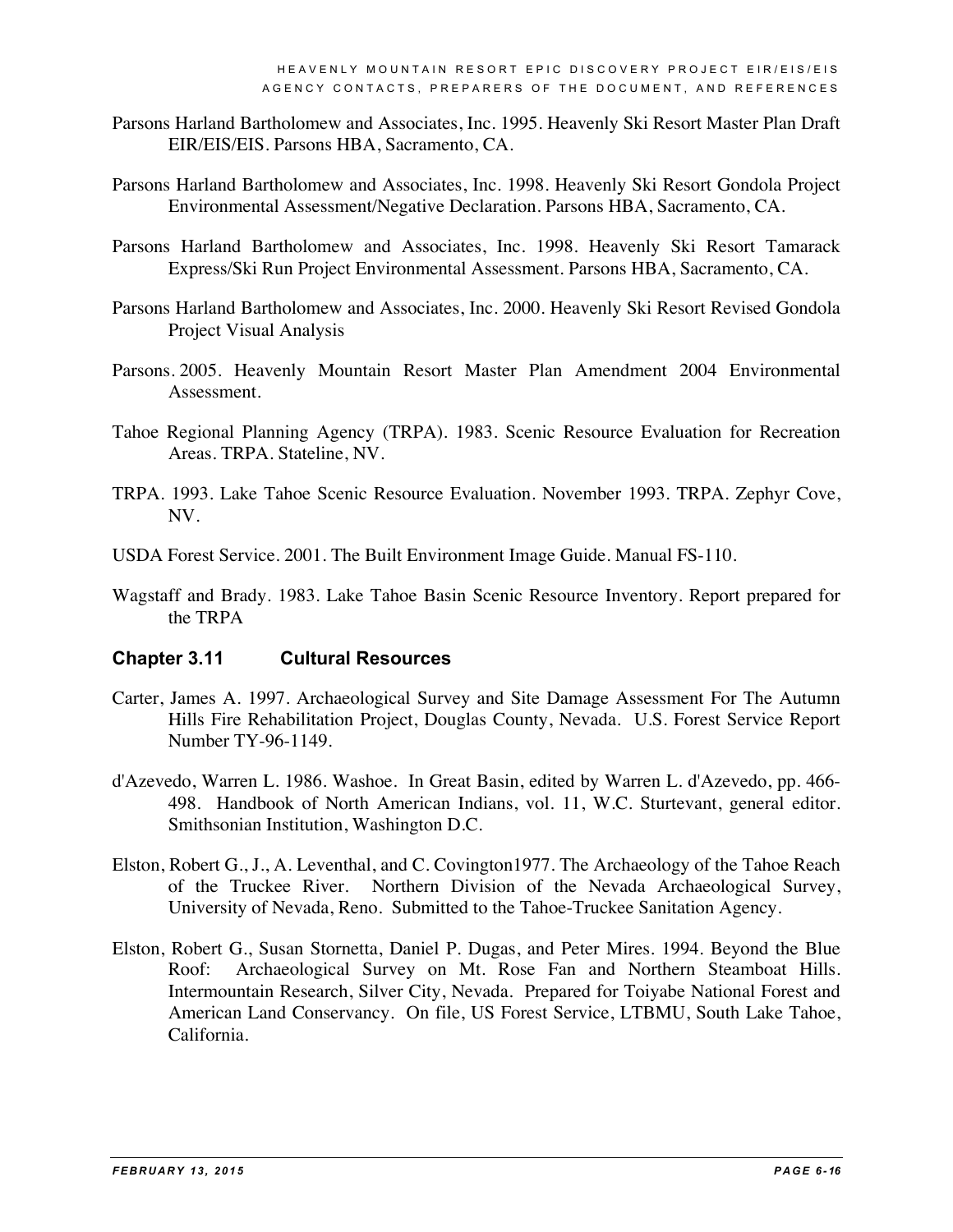Parsons Harland Bartholomew and Associates, Inc. 1995. Heavenly Ski Resort Master Plan Draft EIR/EIS/EIS. Parsons HBA, Sacramento, CA.

Parsons Harland Bartholomew and Associates, Inc. 1998. Heavenly Ski Resort Gondola Project Environmental Assessment/Negative Declaration. Parsons HBA, Sacramento, CA.

Parsons Harland Bartholomew and Associates, Inc. 1998. Heavenly Ski Resort Tamarack Express/Ski Run Project Environmental Assessment. Parsons HBA, Sacramento, CA.

Parsons Harland Bartholomew and Associates, Inc. 2000. Heavenly Ski Resort Revised Gondola Project Visual Analysis

Parsons. 2005. Heavenly Mountain Resort Master Plan Amendment 2004 Environmental Assessment.

Tahoe Regional Planning Agency (TRPA). 1983. Scenic Resource Evaluation for Recreation Areas. TRPA. Stateline, NV.

TRPA. 1993. Lake Tahoe Scenic Resource Evaluation. November 1993. TRPA. Zephyr Cove, NV.

USDA Forest Service. 2001. The Built Environment Image Guide. Manual FS-110.

Wagstaff and Brady. 1983. Lake Tahoe Basin Scenic Resource Inventory. Report prepared for the TRPA

### Chapter 3.11 Cultural Resources

Carter, James A. 1997. Archaeological Survey and Site Damage Assessment For The Autumn Hills Fire Rehabilitation Project, Douglas County, Nevada. U.S. Forest Service Report Number TY-96-1149.

d'Azevedo, Warren L. 1986. Washoe. In Great Basin, edited by Warren L. d'Azevedo, pp. 466-498. Handbook of North American Indians, vol. 11, W.C. Sturtevant, general editor. Smithsonian Institution, Washington D.C.

Elston, Robert G., J., A. Leventhal, and C. Covington1977. The Archaeology of the Tahoe Reach of the Truckee River. Northern Division of the Nevada Archaeological Survey, University of Nevada, Reno. Submitted to the Tahoe-Truckee Sanitation Agency.

Elston, Robert G., Susan Stornetta, Daniel P. Dugas, and Peter Mires. 1994. Beyond the Blue Roof: Archaeological Survey on Mt. Rose Fan and Northern Steamboat Hills. Intermountain Research, Silver City, Nevada. Prepared for Toiyabe National Forest and American Land Conservancy. On file, US Forest Service, LTBMU, South Lake Tahoe, California.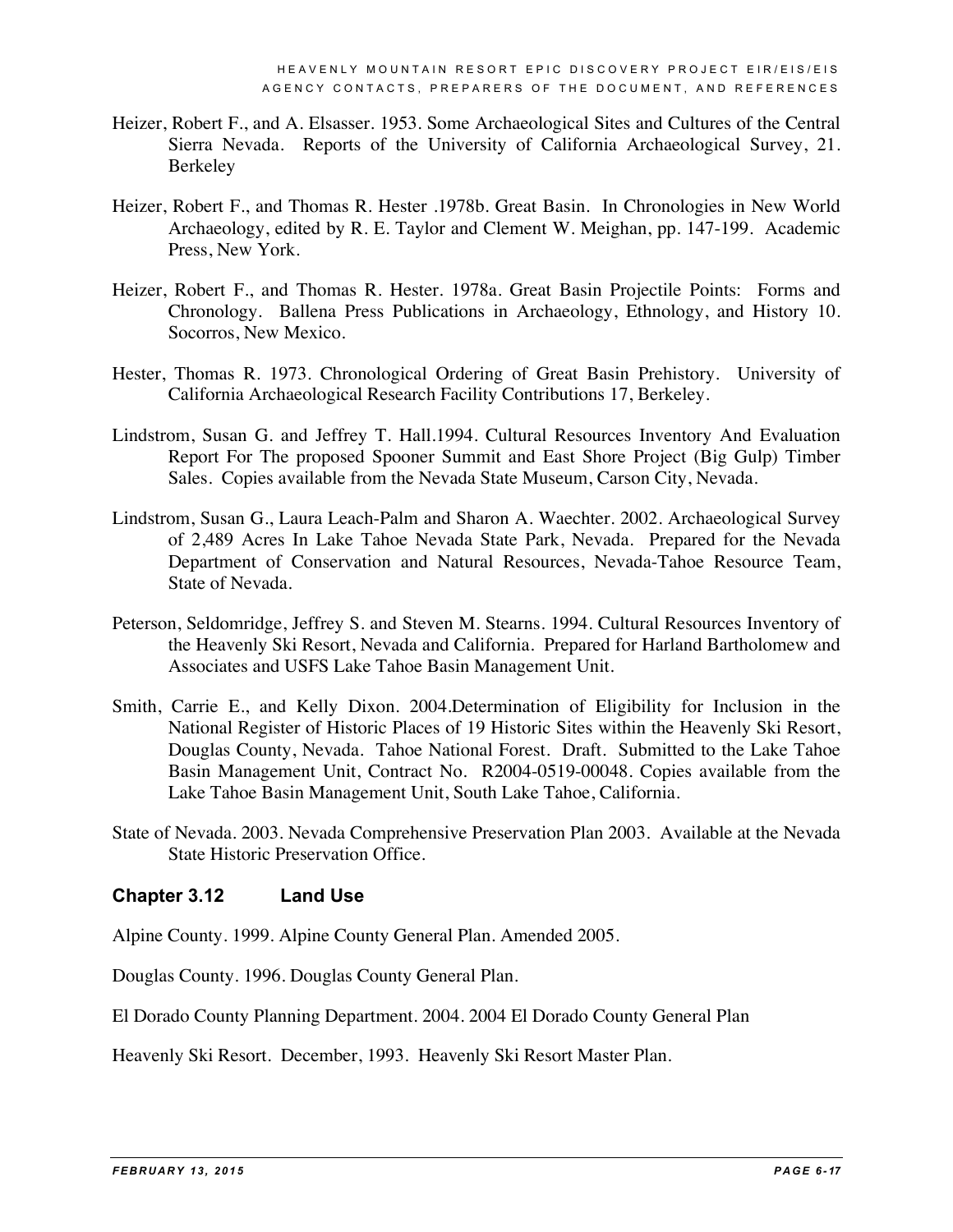Heizer, Robert F., and A. Elsasser. 1953. Some Archaeological Sites and Cultures of the Central Sierra Nevada. Reports of the University of California Archaeological Survey, 21. Berkeley

Heizer, Robert F., and Thomas R. Hester .1978b. Great Basin. In Chronologies in New World Archaeology, edited by R. E. Taylor and Clement W. Meighan, pp. 147-199. Academic Press, New York.

Heizer, Robert F., and Thomas R. Hester. 1978a. Great Basin Projectile Points: Forms and Chronology. Ballena Press Publications in Archaeology, Ethnology, and History 10. Socorros, New Mexico.

Hester, Thomas R. 1973. Chronological Ordering of Great Basin Prehistory. University of California Archaeological Research Facility Contributions 17, Berkeley.

Lindstrom, Susan G. and Jeffrey T. Hall.1994. Cultural Resources Inventory And Evaluation Report For The proposed Spooner Summit and East Shore Project (Big Gulp) Timber Sales. Copies available from the Nevada State Museum, Carson City, Nevada.

Lindstrom, Susan G., Laura Leach-Palm and Sharon A. Waechter. 2002. Archaeological Survey of 2,489 Acres In Lake Tahoe Nevada State Park, Nevada. Prepared for the Nevada Department of Conservation and Natural Resources, Nevada-Tahoe Resource Team, State of Nevada.

Peterson, Seldomridge, Jeffrey S. and Steven M. Stearns. 1994. Cultural Resources Inventory of the Heavenly Ski Resort, Nevada and California. Prepared for Harland Bartholomew and Associates and USFS Lake Tahoe Basin Management Unit.

Smith, Carrie E., and Kelly Dixon. 2004.Determination of Eligibility for Inclusion in the National Register of Historic Places of 19 Historic Sites within the Heavenly Ski Resort, Douglas County, Nevada. Tahoe National Forest. Draft. Submitted to the Lake Tahoe Basin Management Unit, Contract No. R2004-0519-00048. Copies available from the Lake Tahoe Basin Management Unit, South Lake Tahoe, California.

State of Nevada. 2003. Nevada Comprehensive Preservation Plan 2003. Available at the Nevada State Historic Preservation Office.

### Chapter 3.12 Land Use

Alpine County. 1999. Alpine County General Plan. Amended 2005.

Douglas County. 1996. Douglas County General Plan.

El Dorado County Planning Department. 2004. 2004 El Dorado County General Plan

Heavenly Ski Resort. December, 1993. Heavenly Ski Resort Master Plan.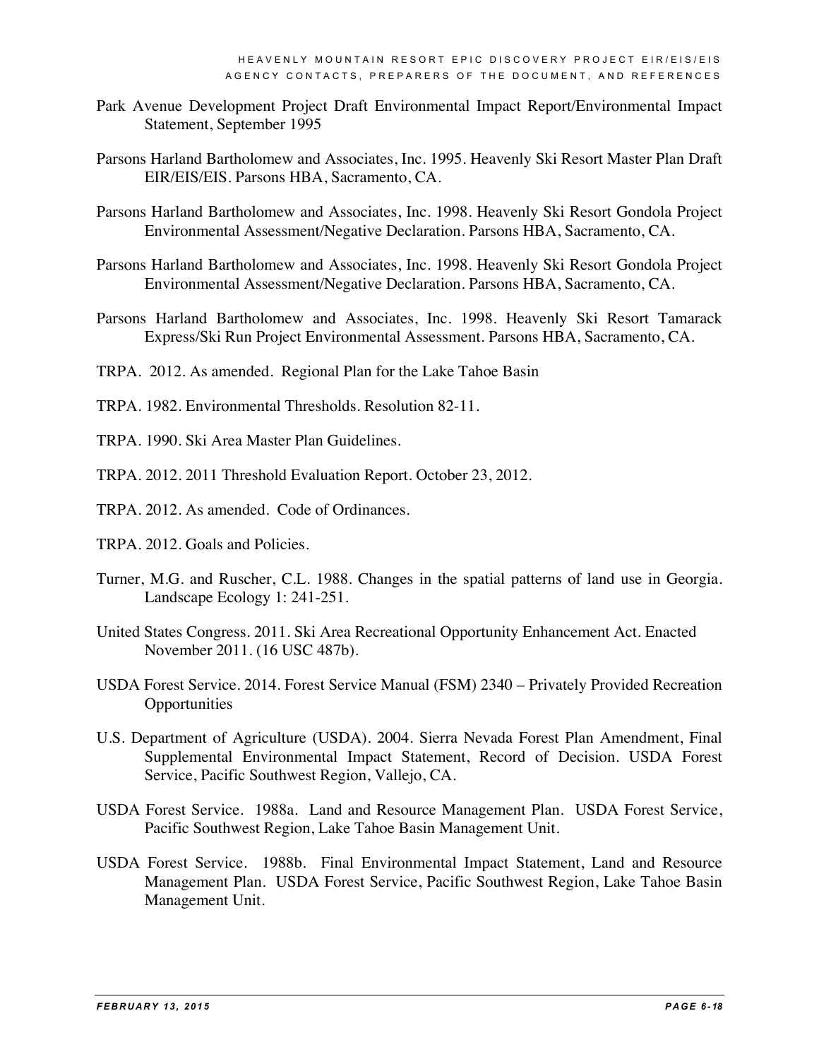Park Avenue Development Project Draft Environmental Impact Report/Environmental Impact Statement, September 1995

Parsons Harland Bartholomew and Associates, Inc. 1995. Heavenly Ski Resort Master Plan Draft EIR/EIS/EIS. Parsons HBA, Sacramento, CA.

Parsons Harland Bartholomew and Associates, Inc. 1998. Heavenly Ski Resort Gondola Project Environmental Assessment/Negative Declaration. Parsons HBA, Sacramento, CA.

Parsons Harland Bartholomew and Associates, Inc. 1998. Heavenly Ski Resort Gondola Project Environmental Assessment/Negative Declaration. Parsons HBA, Sacramento, CA.

Parsons Harland Bartholomew and Associates, Inc. 1998. Heavenly Ski Resort Tamarack Express/Ski Run Project Environmental Assessment. Parsons HBA, Sacramento, CA.

TRPA. 2012. As amended. Regional Plan for the Lake Tahoe Basin

TRPA. 1982. Environmental Thresholds. Resolution 82-11.

TRPA. 1990. Ski Area Master Plan Guidelines.

TRPA. 2012. 2011 Threshold Evaluation Report. October 23, 2012.

TRPA. 2012. As amended. Code of Ordinances.

TRPA. 2012. Goals and Policies.

Turner, M.G. and Ruscher, C.L. 1988. Changes in the spatial patterns of land use in Georgia. Landscape Ecology 1: 241-251.

United States Congress. 2011. Ski Area Recreational Opportunity Enhancement Act. Enacted November 2011. (16 USC 487b).

USDA Forest Service. 2014. Forest Service Manual (FSM) 2340 – Privately Provided Recreation Opportunities

U.S. Department of Agriculture (USDA). 2004. Sierra Nevada Forest Plan Amendment, Final Supplemental Environmental Impact Statement, Record of Decision. USDA Forest Service, Pacific Southwest Region, Vallejo, CA.

USDA Forest Service. 1988a. Land and Resource Management Plan. USDA Forest Service, Pacific Southwest Region, Lake Tahoe Basin Management Unit.

USDA Forest Service. 1988b. Final Environmental Impact Statement, Land and Resource Management Plan. USDA Forest Service, Pacific Southwest Region, Lake Tahoe Basin Management Unit.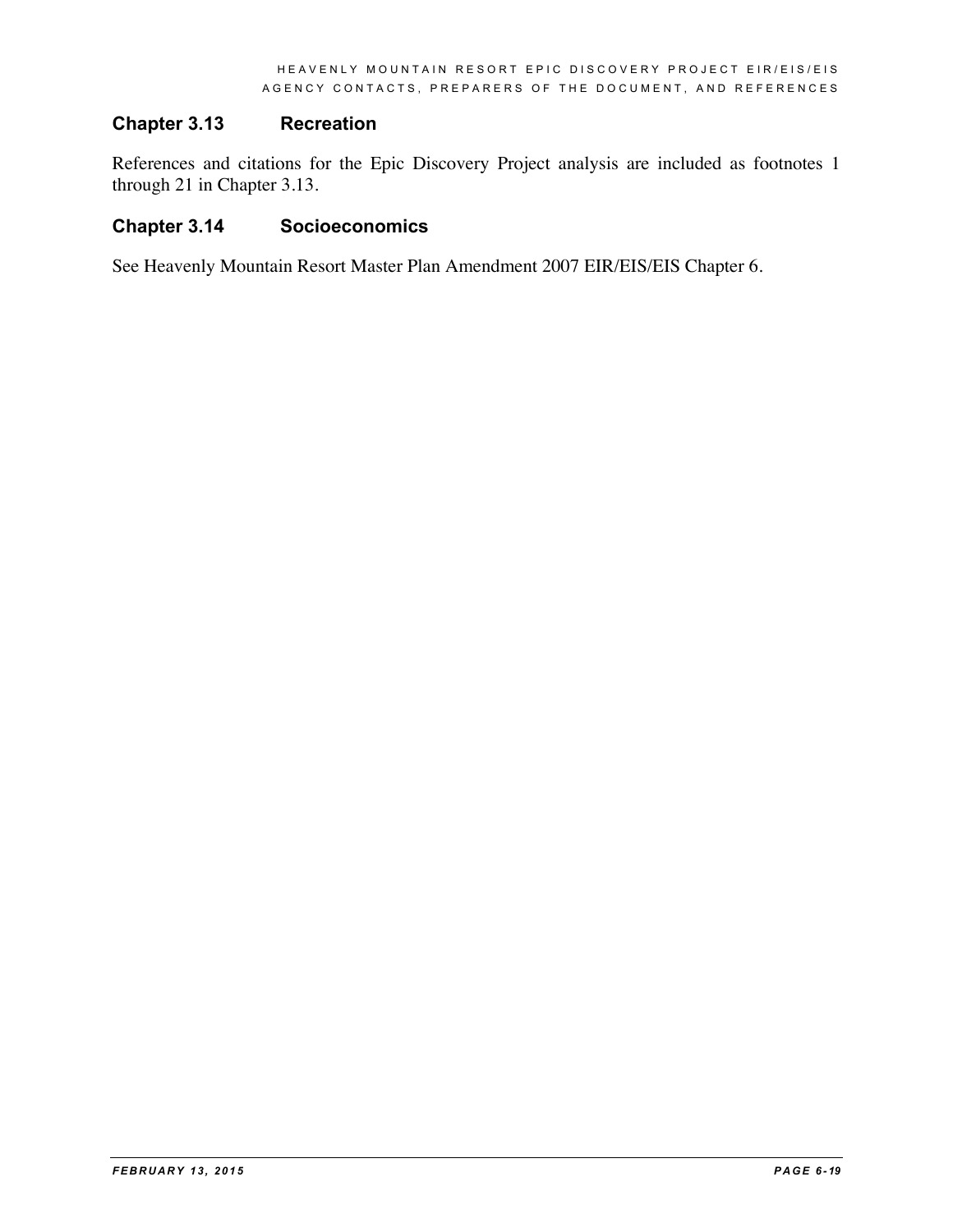## Chapter 3.13 Recreation

References and citations for the Epic Discovery Project analysis are included as footnotes 1 through 21 in Chapter 3.13.

## Chapter 3.14 Socioeconomics

See Heavenly Mountain Resort Master Plan Amendment 2007 EIR/EIS/EIS Chapter 6.